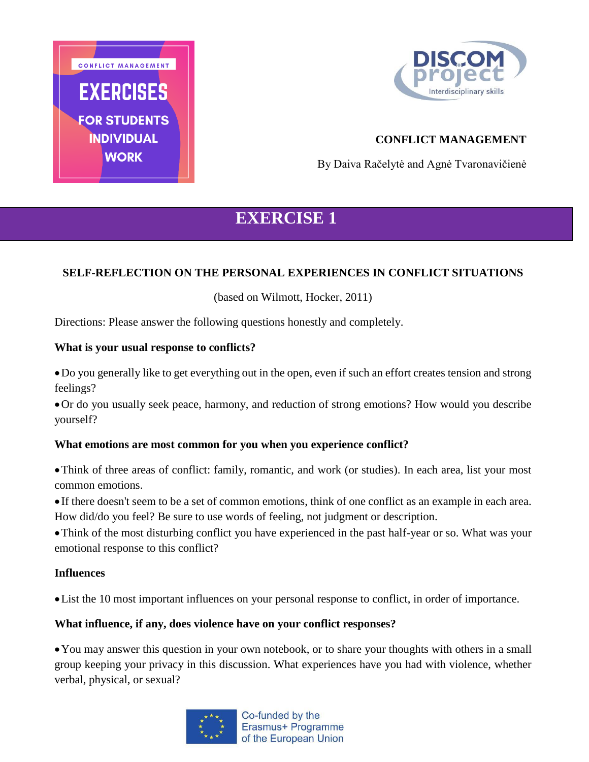CONFLICT MANAGEMENT

EXERCISES

FOR STUDENTS INDIVIDUAL WORK

DISCOM project

Interdisciplinary skills

**CONFLICT MANAGEMENT**

By Daiva Račelytė and Agnė Tvaronavičienė

# EXERCISE 1

## SELF-REFLECTION ON THE PERSONAL EXPERIENCES IN CONFLICT SITUATIONS

(based on Wilmott, Hocker, 2011)

Directions: Please answer the following questions honestly and completely.

**What is your usual response to conflicts?**

- Do you generally like to get everything out in the open, even if such an effort creates tension and strong feelings?
- Or do you usually seek peace, harmony, and reduction of strong emotions? How would you describe yourself?

**What emotions are most common for you when you experience conflict?**

- Think of three areas of conflict: family, romantic, and work (or studies). In each area, list your most common emotions.
- If there doesn't seem to be a set of common emotions, think of one conflict as an example in each area. How did/do you feel? Be sure to use words of feeling, not judgment or description.
- Think of the most disturbing conflict you have experienced in the past half-year or so. What was your emotional response to this conflict?

**Influences**

- List the 10 most important influences on your personal response to conflict, in order of importance.

**What influence, if any, does violence have on your conflict responses?**

- You may answer this question in your own notebook, or to share your thoughts with others in a small group keeping your privacy in this discussion. What experiences have you had with violence, whether verbal, physical, or sexual?

Co-funded by the Erasmus+ Programme of the European Union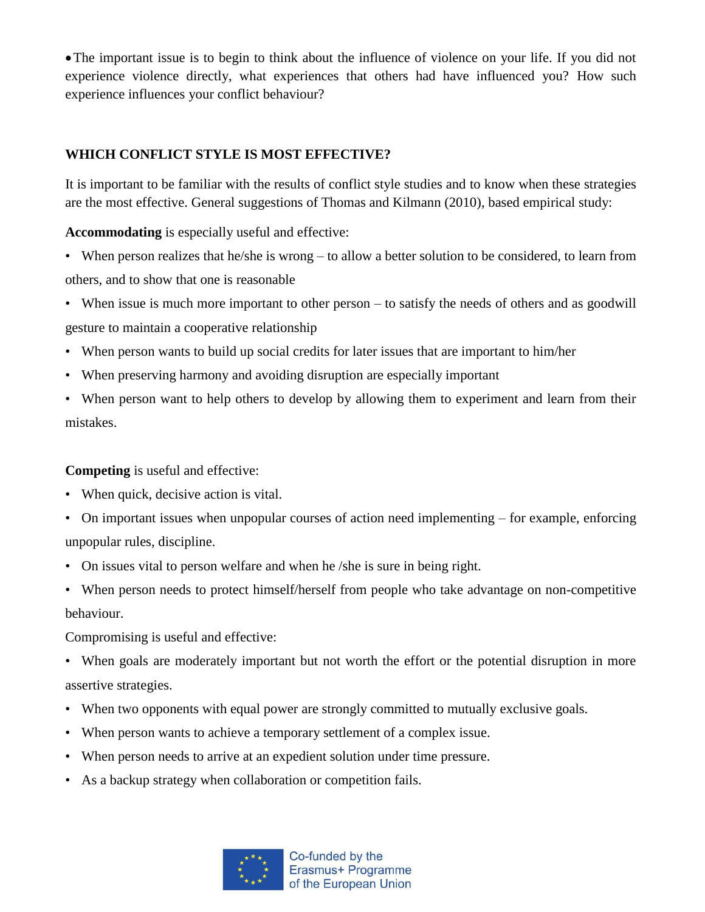- The important issue is to begin to think about the influence of violence on your life. If you did not experience violence directly, what experiences that others had have influenced you? How such experience influences your conflict behaviour?

## WHICH CONFLICT STYLE IS MOST EFFECTIVE?

It is important to be familiar with the results of conflict style studies and to know when these strategies are the most effective. General suggestions of Thomas and Kilmann (2010), based empirical study:

**Accommodating** is especially useful and effective:

- When person realizes that he/she is wrong – to allow a better solution to be considered, to learn from others, and to show that one is reasonable
- When issue is much more important to other person – to satisfy the needs of others and as goodwill gesture to maintain a cooperative relationship
- When person wants to build up social credits for later issues that are important to him/her
- When preserving harmony and avoiding disruption are especially important
- When person want to help others to develop by allowing them to experiment and learn from their mistakes.

**Competing** is useful and effective:

- When quick, decisive action is vital.
- On important issues when unpopular courses of action need implementing – for example, enforcing unpopular rules, discipline.
- On issues vital to person welfare and when he /she is sure in being right.
- When person needs to protect himself/herself from people who take advantage on non-competitive behaviour.

Compromising is useful and effective:

- When goals are moderately important but not worth the effort or the potential disruption in more assertive strategies.
- When two opponents with equal power are strongly committed to mutually exclusive goals.
- When person wants to achieve a temporary settlement of a complex issue.
- When person needs to arrive at an expedient solution under time pressure.
- As a backup strategy when collaboration or competition fails.

Co-funded by the Erasmus+ Programme of the European Union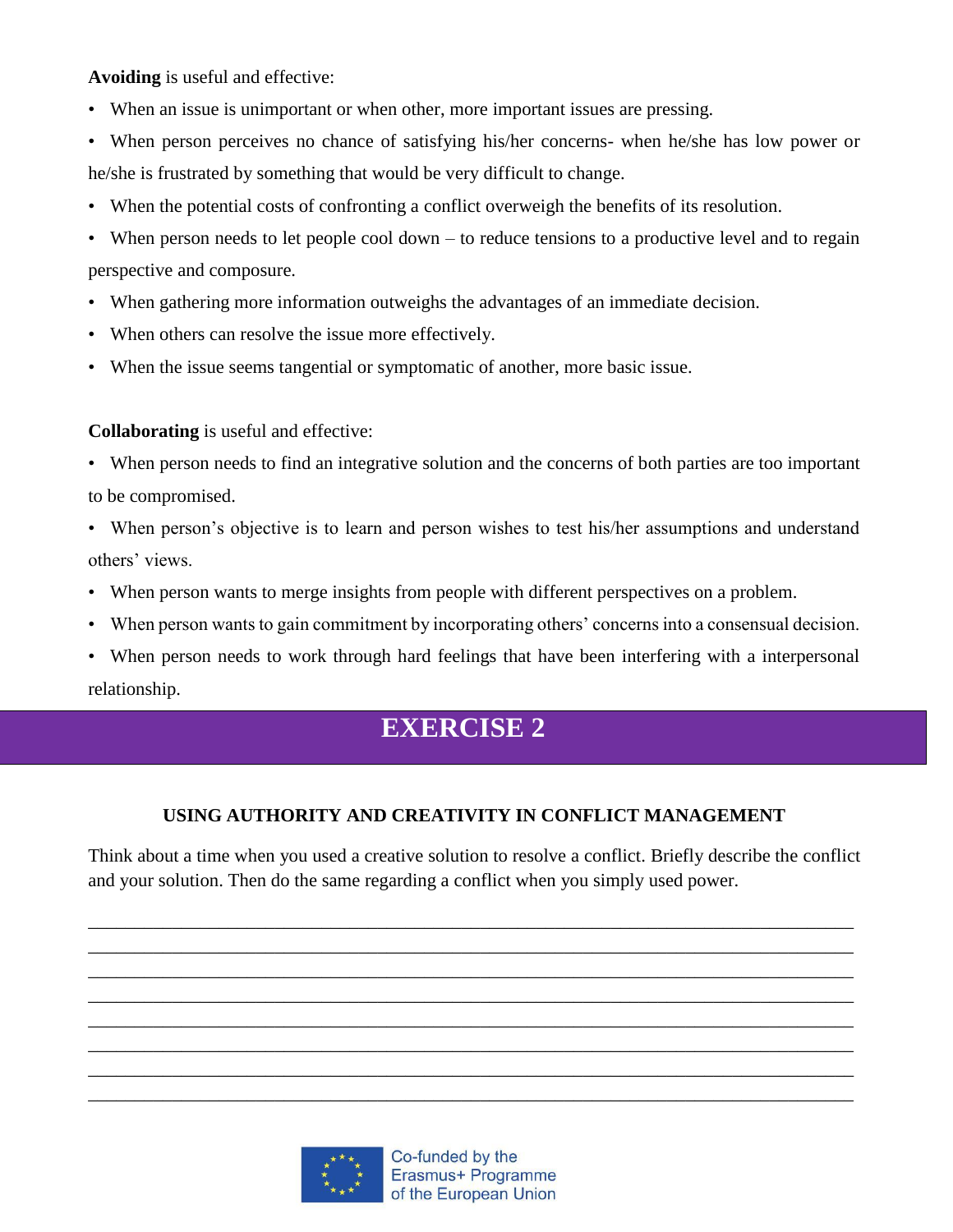**Avoiding** is useful and effective:

- When an issue is unimportant or when other, more important issues are pressing.
- When person perceives no chance of satisfying his/her concerns- when he/she has low power or he/she is frustrated by something that would be very difficult to change.
- When the potential costs of confronting a conflict overweigh the benefits of its resolution.
- When person needs to let people cool down – to reduce tensions to a productive level and to regain perspective and composure.
- When gathering more information outweighs the advantages of an immediate decision.
- When others can resolve the issue more effectively.
- When the issue seems tangential or symptomatic of another, more basic issue.

**Collaborating** is useful and effective:

- When person needs to find an integrative solution and the concerns of both parties are too important to be compromised.
- When person's objective is to learn and person wishes to test his/her assumptions and understand others' views.
- When person wants to merge insights from people with different perspectives on a problem.
- When person wants to gain commitment by incorporating others' concerns into a consensual decision.
- When person needs to work through hard feelings that have been interfering with a interpersonal relationship.

# EXERCISE 2

### USING AUTHORITY AND CREATIVITY IN CONFLICT MANAGEMENT

Think about a time when you used a creative solution to resolve a conflict. Briefly describe the conflict and your solution. Then do the same regarding a conflict when you simply used power.

________________________________________________________________________________
________________________________________________________________________________
________________________________________________________________________________
________________________________________________________________________________
________________________________________________________________________________
________________________________________________________________________________
________________________________________________________________________________
________________________________________________________________________________

Co-funded by the Erasmus+ Programme of the European Union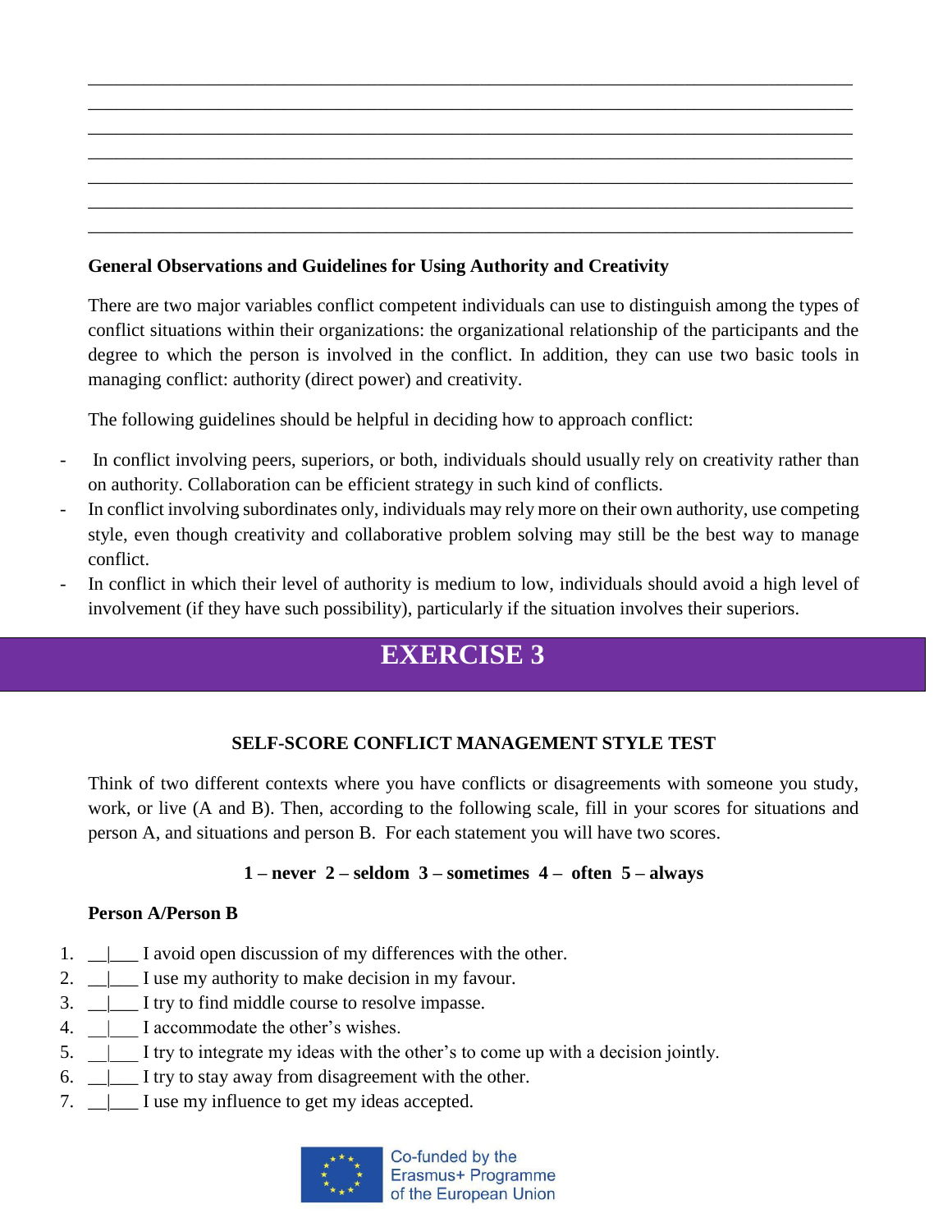\_\_\_\_\_\_\_\_\_\_\_\_\_\_\_\_\_\_\_\_\_\_\_\_\_\_\_\_\_\_\_\_\_\_\_\_\_\_\_\_\_\_\_\_\_\_\_\_\_\_\_\_\_\_\_\_\_\_\_\_\_\_\_\_\_\_\_\_\_\_\_\_\_\_\_\_\_\_
\_\_\_\_\_\_\_\_\_\_\_\_\_\_\_\_\_\_\_\_\_\_\_\_\_\_\_\_\_\_\_\_\_\_\_\_\_\_\_\_\_\_\_\_\_\_\_\_\_\_\_\_\_\_\_\_\_\_\_\_\_\_\_\_\_\_\_\_\_\_\_\_\_\_\_\_\_\_
\_\_\_\_\_\_\_\_\_\_\_\_\_\_\_\_\_\_\_\_\_\_\_\_\_\_\_\_\_\_\_\_\_\_\_\_\_\_\_\_\_\_\_\_\_\_\_\_\_\_\_\_\_\_\_\_\_\_\_\_\_\_\_\_\_\_\_\_\_\_\_\_\_\_\_\_\_\_
\_\_\_\_\_\_\_\_\_\_\_\_\_\_\_\_\_\_\_\_\_\_\_\_\_\_\_\_\_\_\_\_\_\_\_\_\_\_\_\_\_\_\_\_\_\_\_\_\_\_\_\_\_\_\_\_\_\_\_\_\_\_\_\_\_\_\_\_\_\_\_\_\_\_\_\_\_\_
\_\_\_\_\_\_\_\_\_\_\_\_\_\_\_\_\_\_\_\_\_\_\_\_\_\_\_\_\_\_\_\_\_\_\_\_\_\_\_\_\_\_\_\_\_\_\_\_\_\_\_\_\_\_\_\_\_\_\_\_\_\_\_\_\_\_\_\_\_\_\_\_\_\_\_\_\_\_
\_\_\_\_\_\_\_\_\_\_\_\_\_\_\_\_\_\_\_\_\_\_\_\_\_\_\_\_\_\_\_\_\_\_\_\_\_\_\_\_\_\_\_\_\_\_\_\_\_\_\_\_\_\_\_\_\_\_\_\_\_\_\_\_\_\_\_\_\_\_\_\_\_\_\_\_\_\_
\_\_\_\_\_\_\_\_\_\_\_\_\_\_\_\_\_\_\_\_\_\_\_\_\_\_\_\_\_\_\_\_\_\_\_\_\_\_\_\_\_\_\_\_\_\_\_\_\_\_\_\_\_\_\_\_\_\_\_\_\_\_\_\_\_\_\_\_\_\_\_\_\_\_\_\_\_\_

**General Observations and Guidelines for Using Authority and Creativity**

There are two major variables conflict competent individuals can use to distinguish among the types of conflict situations within their organizations: the organizational relationship of the participants and the degree to which the person is involved in the conflict. In addition, they can use two basic tools in managing conflict: authority (direct power) and creativity.

The following guidelines should be helpful in deciding how to approach conflict:

- In conflict involving peers, superiors, or both, individuals should usually rely on creativity rather than on authority. Collaboration can be efficient strategy in such kind of conflicts.
- In conflict involving subordinates only, individuals may rely more on their own authority, use competing style, even though creativity and collaborative problem solving may still be the best way to manage conflict.
- In conflict in which their level of authority is medium to low, individuals should avoid a high level of involvement (if they have such possibility), particularly if the situation involves their superiors.

# EXERCISE 3

**SELF-SCORE CONFLICT MANAGEMENT STYLE TEST**

Think of two different contexts where you have conflicts or disagreements with someone you study, work, or live (A and B). Then, according to the following scale, fill in your scores for situations and person A, and situations and person B. For each statement you will have two scores.

**1 – never 2 – seldom 3 – sometimes 4 – often 5 – always**

**Person A/Person B**

1. \_\_|\_\_\_ I avoid open discussion of my differences with the other.
2. \_\_|\_\_\_ I use my authority to make decision in my favour.
3. \_\_|\_\_\_ I try to find middle course to resolve impasse.
4. \_\_|\_\_\_ I accommodate the other's wishes.
5. \_\_|\_\_\_ I try to integrate my ideas with the other's to come up with a decision jointly.
6. \_\_|\_\_\_ I try to stay away from disagreement with the other.
7. \_\_|\_\_\_ I use my influence to get my ideas accepted.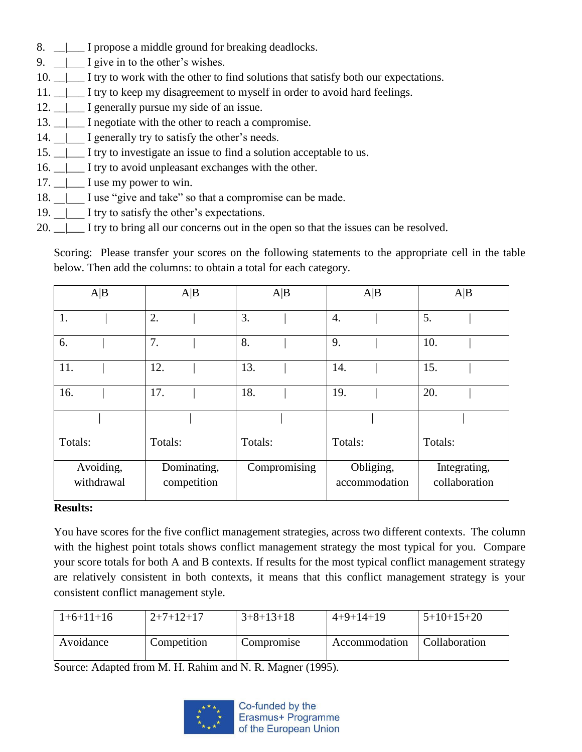8. __|___ I propose a middle ground for breaking deadlocks.
9. __|___ I give in to the other's wishes.
10. __|___ I try to work with the other to find solutions that satisfy both our expectations.
11. __|___ I try to keep my disagreement to myself in order to avoid hard feelings.
12. __|___ I generally pursue my side of an issue.
13. __|___ I negotiate with the other to reach a compromise.
14. __|___ I generally try to satisfy the other's needs.
15. __|___ I try to investigate an issue to find a solution acceptable to us.
16. __|___ I try to avoid unpleasant exchanges with the other.
17. __|___ I use my power to win.
18. __|___ I use "give and take" so that a compromise can be made.
19. __|___ I try to satisfy the other's expectations.
20. __|___ I try to bring all our concerns out in the open so that the issues can be resolved.

Scoring: Please transfer your scores on the following statements to the appropriate cell in the table below. Then add the columns: to obtain a total for each category.

| A\|B | A\|B | A\|B | A\|B | A\|B |
|---|---|---|---|---|
| 1. \| | 2. \| | 3. \| | 4. \| | 5. \| |
| 6. \| | 7. \| | 8. \| | 9. \| | 10. \| |
| 11. \| | 12. \| | 13. \| | 14. \| | 15. \| |
| 16. \| | 17. \| | 18. \| | 19. \| | 20. \| |
| \| Totals: | \| Totals: | \| Totals: | \| Totals: | \| Totals: |
| Avoiding, withdrawal | Dominating, competition | Compromising | Obliging, accommodation | Integrating, collaboration |

**Results:**

You have scores for the five conflict management strategies, across two different contexts. The column with the highest point totals shows conflict management strategy the most typical for you. Compare your score totals for both A and B contexts. If results for the most typical conflict management strategy are relatively consistent in both contexts, it means that this conflict management strategy is your consistent conflict management style.

| 1+6+11+16 | 2+7+12+17 | 3+8+13+18 | 4+9+14+19 | 5+10+15+20 |
|---|---|---|---|---|
| Avoidance | Competition | Compromise | Accommodation | Collaboration |

Source: Adapted from M. H. Rahim and N. R. Magner (1995).

Co-funded by the Erasmus+ Programme of the European Union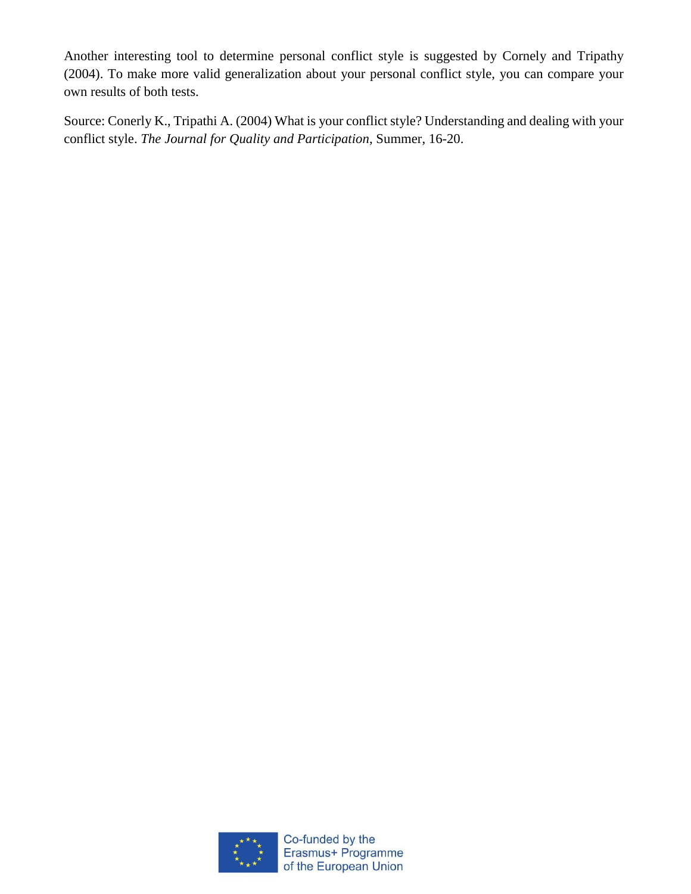Another interesting tool to determine personal conflict style is suggested by Cornely and Tripathy (2004). To make more valid generalization about your personal conflict style, you can compare your own results of both tests.

Source: Conerly K., Tripathi A. (2004) What is your conflict style? Understanding and dealing with your conflict style. *The Journal for Quality and Participation*, Summer, 16-20.

Co-funded by the Erasmus+ Programme of the European Union